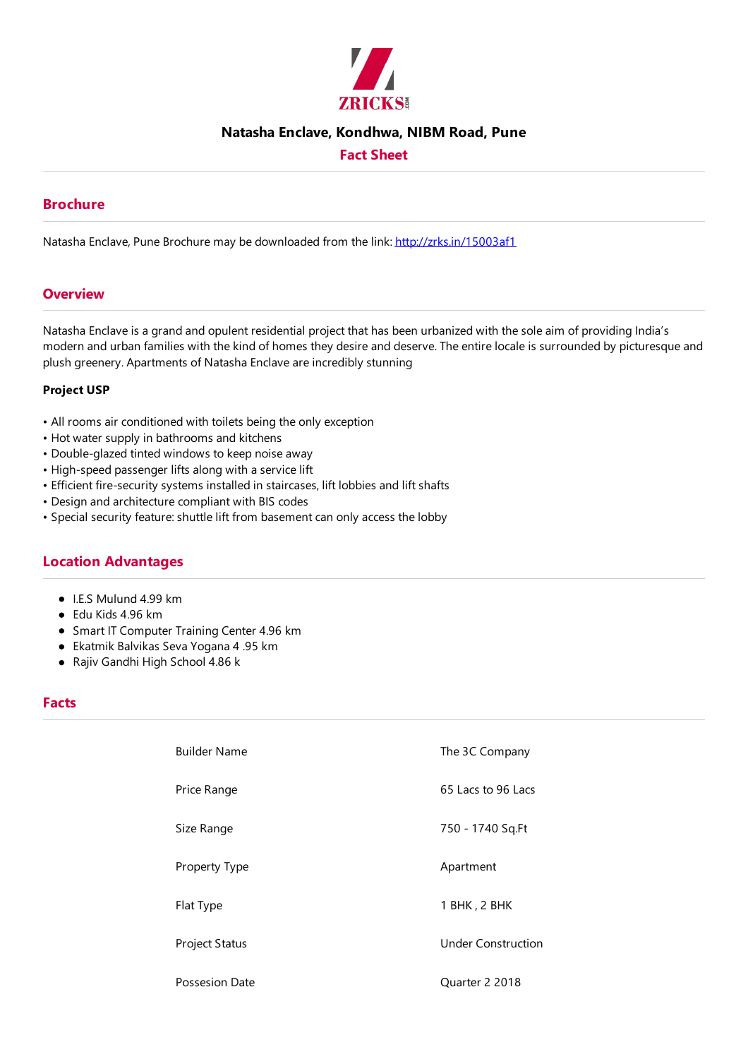ZRICKS

# Natasha Enclave, Kondhwa, NIBM Road, Pune

## Fact Sheet

## Brochure

Natasha Enclave, Pune Brochure may be downloaded from the link: http://zrks.in/15003af1

## Overview

Natasha Enclave is a grand and opulent residential project that has been urbanized with the sole aim of providing India's modern and urban families with the kind of homes they desire and deserve. The entire locale is surrounded by picturesque and plush greenery. Apartments of Natasha Enclave are incredibly stunning

**Project USP**

• All rooms air conditioned with toilets being the only exception
• Hot water supply in bathrooms and kitchens
• Double-glazed tinted windows to keep noise away
• High-speed passenger lifts along with a service lift
• Efficient fire-security systems installed in staircases, lift lobbies and lift shafts
• Design and architecture compliant with BIS codes
• Special security feature: shuttle lift from basement can only access the lobby

## Location Advantages

- I.E.S Mulund 4.99 km
- Edu Kids 4.96 km
- Smart IT Computer Training Center 4.96 km
- Ekatmik Balvikas Seva Yogana 4 .95 km
- Rajiv Gandhi High School 4.86 k

## Facts

| | |
|---|---|
| Builder Name | The 3C Company |
| Price Range | 65 Lacs to 96 Lacs |
| Size Range | 750 - 1740 Sq.Ft |
| Property Type | Apartment |
| Flat Type | 1 BHK , 2 BHK |
| Project Status | Under Construction |
| Possesion Date | Quarter 2 2018 |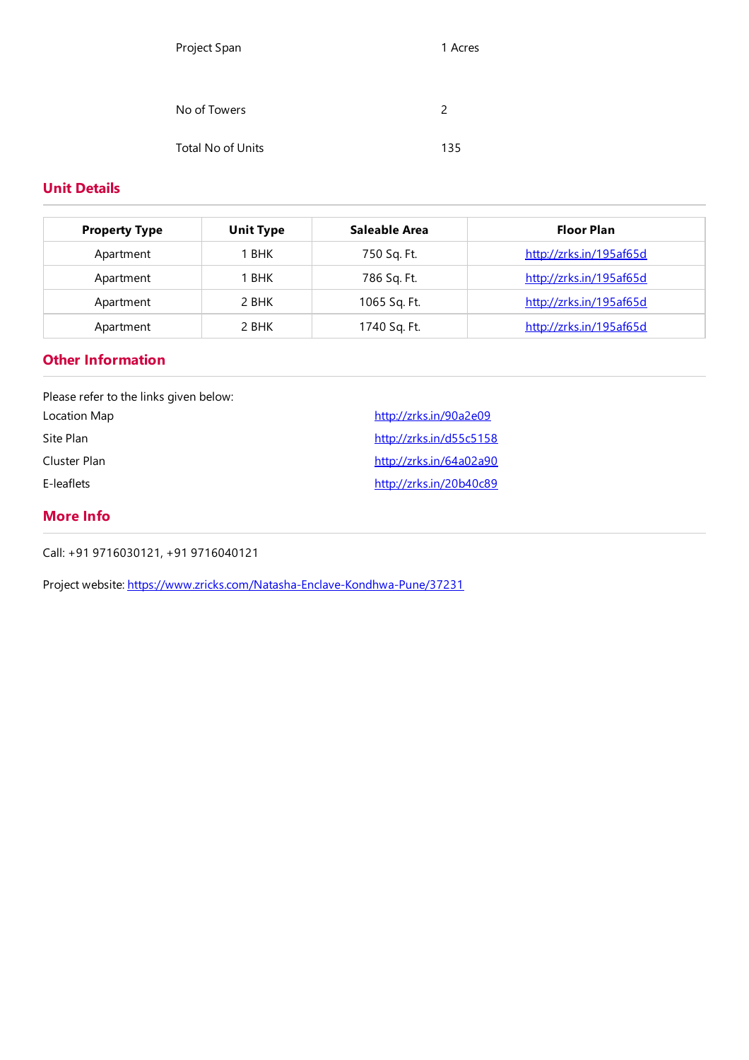| | |
|---|---|
| Project Span | 1 Acres |
| No of Towers | 2 |
| Total No of Units | 135 |

## Unit Details

| Property Type | Unit Type | Saleable Area | Floor Plan |
|---|---|---|---|
| Apartment | 1 BHK | 750 Sq. Ft. | http://zrks.in/195af65d |
| Apartment | 1 BHK | 786 Sq. Ft. | http://zrks.in/195af65d |
| Apartment | 2 BHK | 1065 Sq. Ft. | http://zrks.in/195af65d |
| Apartment | 2 BHK | 1740 Sq. Ft. | http://zrks.in/195af65d |

## Other Information

Please refer to the links given below:

| | |
|---|---|
| Location Map | http://zrks.in/90a2e09 |
| Site Plan | http://zrks.in/d55c5158 |
| Cluster Plan | http://zrks.in/64a02a90 |
| E-leaflets | http://zrks.in/20b40c89 |

## More Info

Call: +91 9716030121, +91 9716040121

Project website: https://www.zricks.com/Natasha-Enclave-Kondhwa-Pune/37231